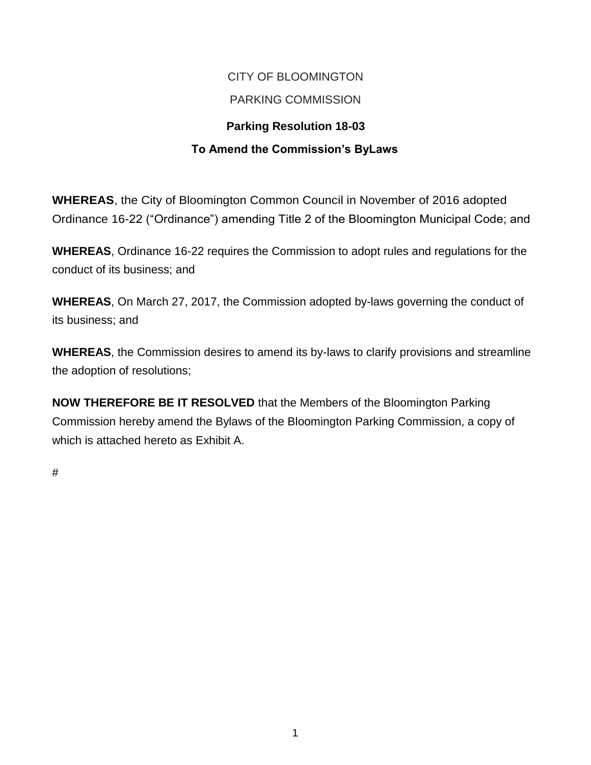CITY OF BLOOMINGTON

PARKING COMMISSION

**Parking Resolution 18-03**

**To Amend the Commission's ByLaws**

**WHEREAS**, the City of Bloomington Common Council in November of 2016 adopted Ordinance 16-22 ("Ordinance") amending Title 2 of the Bloomington Municipal Code; and

**WHEREAS**, Ordinance 16-22 requires the Commission to adopt rules and regulations for the conduct of its business; and

**WHEREAS**, On March 27, 2017, the Commission adopted by-laws governing the conduct of its business; and

**WHEREAS**, the Commission desires to amend its by-laws to clarify provisions and streamline the adoption of resolutions;

**NOW THEREFORE BE IT RESOLVED** that the Members of the Bloomington Parking Commission hereby amend the Bylaws of the Bloomington Parking Commission, a copy of which is attached hereto as Exhibit A.

#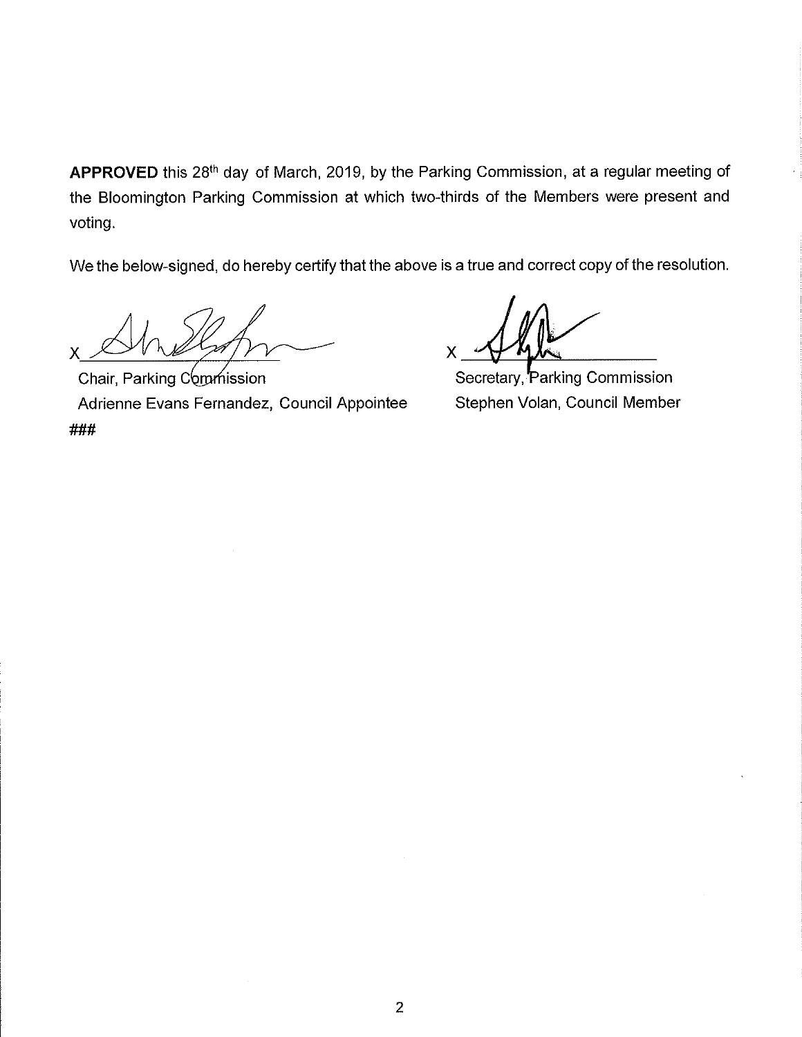**APPROVED** this 28th day of March, 2019, by the Parking Commission, at a regular meeting of the Bloomington Parking Commission at which two-thirds of the Members were present and voting.

We the below-signed, do hereby certify that the above is a true and correct copy of the resolution.

X ______________________
Chair, Parking Commission
Adrienne Evans Fernandez, Council Appointee

X ______________________
Secretary, Parking Commission
Stephen Volan, Council Member

###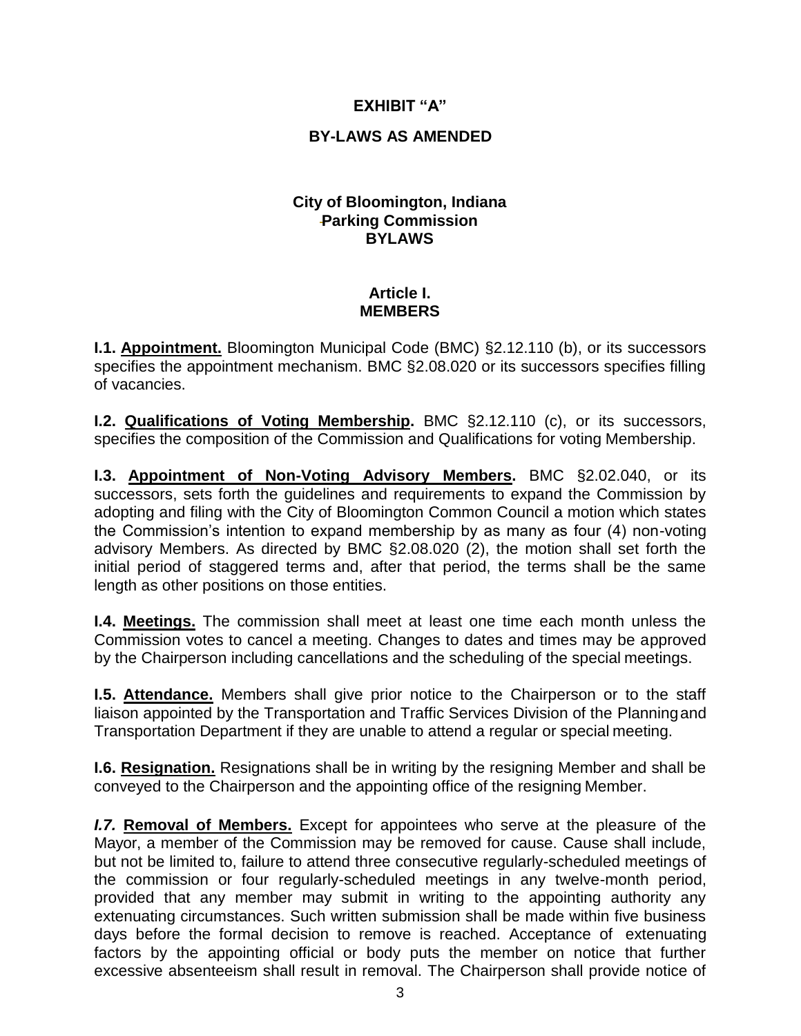**EXHIBIT "A"**

**BY-LAWS AS AMENDED**

**City of Bloomington, Indiana**
**Parking Commission**
**BYLAWS**

## Article I.
## MEMBERS

**I.1. Appointment.** Bloomington Municipal Code (BMC) §2.12.110 (b), or its successors specifies the appointment mechanism. BMC §2.08.020 or its successors specifies filling of vacancies.

**I.2. Qualifications of Voting Membership.** BMC §2.12.110 (c), or its successors, specifies the composition of the Commission and Qualifications for voting Membership.

**I.3. Appointment of Non-Voting Advisory Members.** BMC §2.02.040, or its successors, sets forth the guidelines and requirements to expand the Commission by adopting and filing with the City of Bloomington Common Council a motion which states the Commission's intention to expand membership by as many as four (4) non-voting advisory Members. As directed by BMC §2.08.020 (2), the motion shall set forth the initial period of staggered terms and, after that period, the terms shall be the same length as other positions on those entities.

**I.4. Meetings.** The commission shall meet at least one time each month unless the Commission votes to cancel a meeting. Changes to dates and times may be approved by the Chairperson including cancellations and the scheduling of the special meetings.

**I.5. Attendance.** Members shall give prior notice to the Chairperson or to the staff liaison appointed by the Transportation and Traffic Services Division of the Planning and Transportation Department if they are unable to attend a regular or special meeting.

**I.6. Resignation.** Resignations shall be in writing by the resigning Member and shall be conveyed to the Chairperson and the appointing office of the resigning Member.

***I.7.* Removal of Members.** Except for appointees who serve at the pleasure of the Mayor, a member of the Commission may be removed for cause. Cause shall include, but not be limited to, failure to attend three consecutive regularly-scheduled meetings of the commission or four regularly-scheduled meetings in any twelve-month period, provided that any member may submit in writing to the appointing authority any extenuating circumstances. Such written submission shall be made within five business days before the formal decision to remove is reached. Acceptance of extenuating factors by the appointing official or body puts the member on notice that further excessive absenteeism shall result in removal. The Chairperson shall provide notice of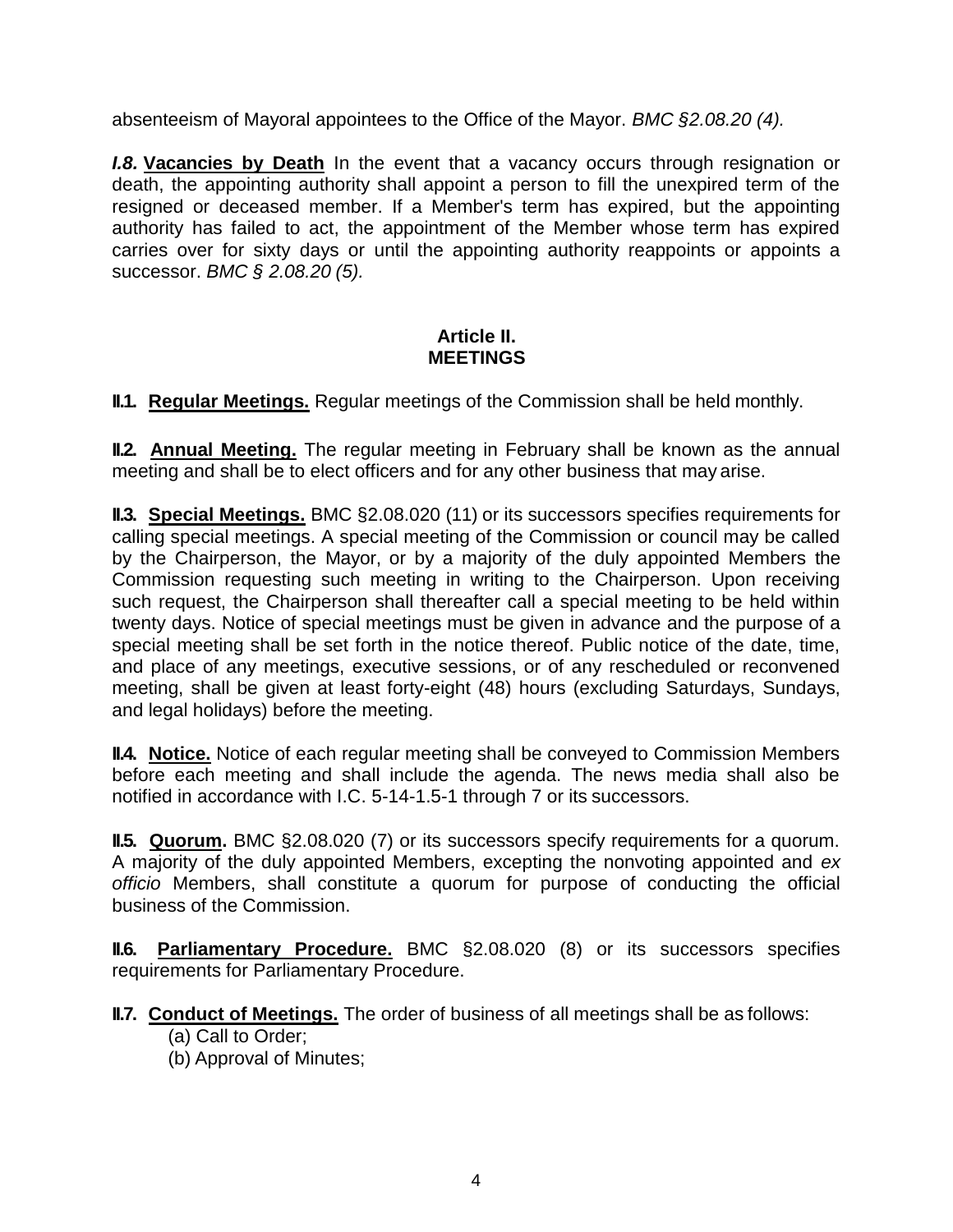absenteeism of Mayoral appointees to the Office of the Mayor. *BMC §2.08.20 (4).*

***I.8.*** **Vacancies by Death** In the event that a vacancy occurs through resignation or death, the appointing authority shall appoint a person to fill the unexpired term of the resigned or deceased member. If a Member's term has expired, but the appointing authority has failed to act, the appointment of the Member whose term has expired carries over for sixty days or until the appointing authority reappoints or appoints a successor. *BMC § 2.08.20 (5).*

## Article II.
## MEETINGS

**II.1. Regular Meetings.** Regular meetings of the Commission shall be held monthly.

**II.2. Annual Meeting.** The regular meeting in February shall be known as the annual meeting and shall be to elect officers and for any other business that may arise.

**II.3. Special Meetings.** BMC §2.08.020 (11) or its successors specifies requirements for calling special meetings. A special meeting of the Commission or council may be called by the Chairperson, the Mayor, or by a majority of the duly appointed Members the Commission requesting such meeting in writing to the Chairperson. Upon receiving such request, the Chairperson shall thereafter call a special meeting to be held within twenty days. Notice of special meetings must be given in advance and the purpose of a special meeting shall be set forth in the notice thereof. Public notice of the date, time, and place of any meetings, executive sessions, or of any rescheduled or reconvened meeting, shall be given at least forty-eight (48) hours (excluding Saturdays, Sundays, and legal holidays) before the meeting.

**II.4. Notice.** Notice of each regular meeting shall be conveyed to Commission Members before each meeting and shall include the agenda. The news media shall also be notified in accordance with I.C. 5-14-1.5-1 through 7 or its successors.

**II.5. Quorum.** BMC §2.08.020 (7) or its successors specify requirements for a quorum. A majority of the duly appointed Members, excepting the nonvoting appointed and *ex officio* Members, shall constitute a quorum for purpose of conducting the official business of the Commission.

**II.6. Parliamentary Procedure.** BMC §2.08.020 (8) or its successors specifies requirements for Parliamentary Procedure.

**II.7. Conduct of Meetings.** The order of business of all meetings shall be as follows:

(a) Call to Order;
(b) Approval of Minutes;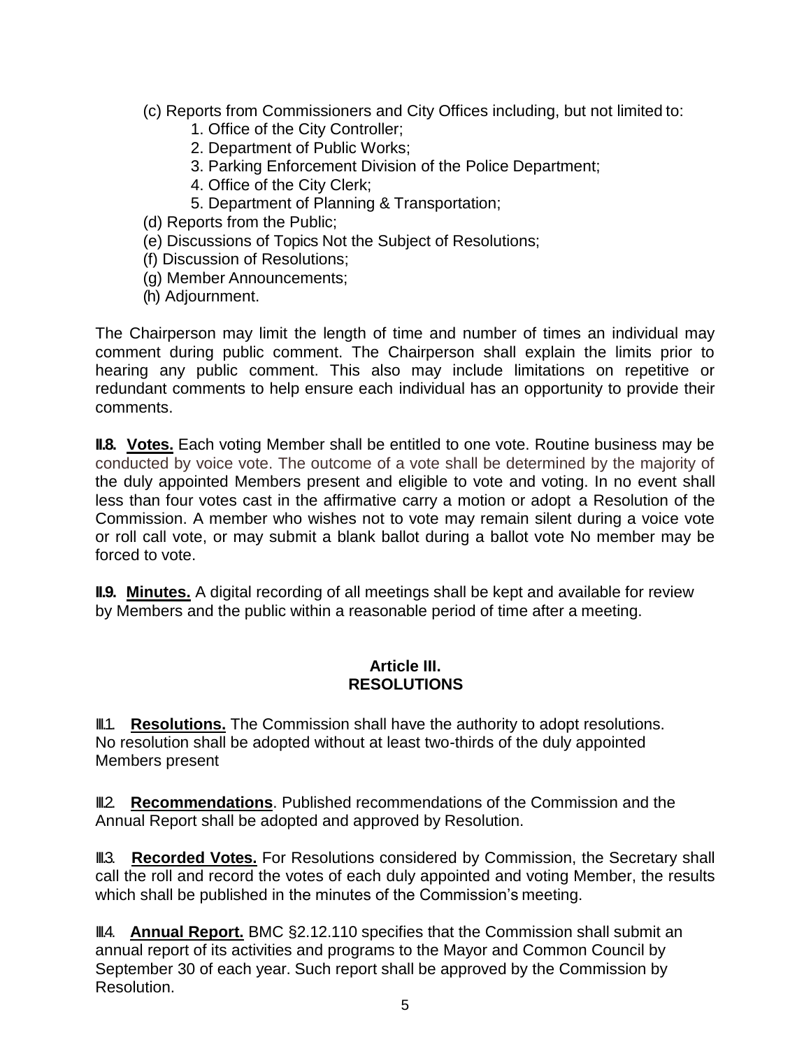(c) Reports from Commissioners and City Offices including, but not limited to:
   1. Office of the City Controller;
   2. Department of Public Works;
   3. Parking Enforcement Division of the Police Department;
   4. Office of the City Clerk;
   5. Department of Planning & Transportation;

(d) Reports from the Public;

(e) Discussions of Topics Not the Subject of Resolutions;

(f) Discussion of Resolutions;

(g) Member Announcements;

(h) Adjournment.

The Chairperson may limit the length of time and number of times an individual may comment during public comment. The Chairperson shall explain the limits prior to hearing any public comment. This also may include limitations on repetitive or redundant comments to help ensure each individual has an opportunity to provide their comments.

**II.8. Votes.** Each voting Member shall be entitled to one vote. Routine business may be conducted by voice vote. The outcome of a vote shall be determined by the majority of the duly appointed Members present and eligible to vote and voting. In no event shall less than four votes cast in the affirmative carry a motion or adopt a Resolution of the Commission. A member who wishes not to vote may remain silent during a voice vote or roll call vote, or may submit a blank ballot during a ballot vote No member may be forced to vote.

**II.9. Minutes.** A digital recording of all meetings shall be kept and available for review by Members and the public within a reasonable period of time after a meeting.

## Article III.
## RESOLUTIONS

**III.1. Resolutions.** The Commission shall have the authority to adopt resolutions. No resolution shall be adopted without at least two-thirds of the duly appointed Members present

**III.2. Recommendations**. Published recommendations of the Commission and the Annual Report shall be adopted and approved by Resolution.

**III.3. Recorded Votes.** For Resolutions considered by Commission, the Secretary shall call the roll and record the votes of each duly appointed and voting Member, the results which shall be published in the minutes of the Commission's meeting.

**III.4. Annual Report.** BMC §2.12.110 specifies that the Commission shall submit an annual report of its activities and programs to the Mayor and Common Council by September 30 of each year. Such report shall be approved by the Commission by Resolution.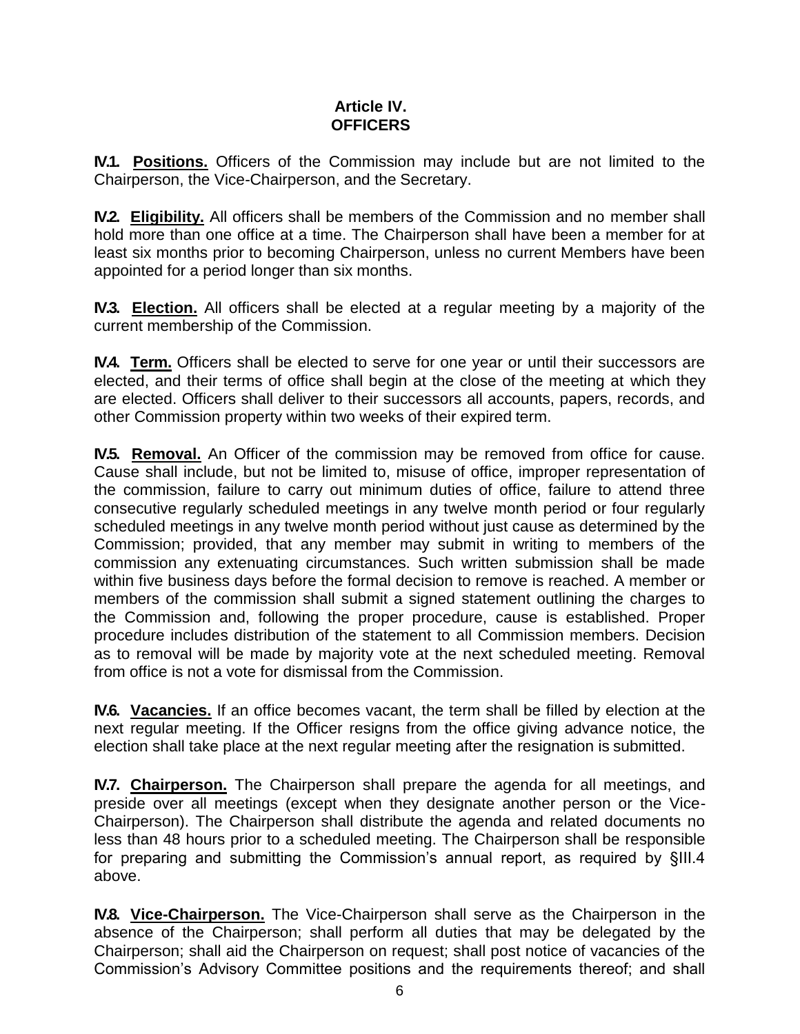# Article IV. OFFICERS

**IV.1. Positions.** Officers of the Commission may include but are not limited to the Chairperson, the Vice-Chairperson, and the Secretary.

**IV.2. Eligibility.** All officers shall be members of the Commission and no member shall hold more than one office at a time. The Chairperson shall have been a member for at least six months prior to becoming Chairperson, unless no current Members have been appointed for a period longer than six months.

**IV.3. Election.** All officers shall be elected at a regular meeting by a majority of the current membership of the Commission.

**IV.4. Term.** Officers shall be elected to serve for one year or until their successors are elected, and their terms of office shall begin at the close of the meeting at which they are elected. Officers shall deliver to their successors all accounts, papers, records, and other Commission property within two weeks of their expired term.

**IV.5. Removal.** An Officer of the commission may be removed from office for cause. Cause shall include, but not be limited to, misuse of office, improper representation of the commission, failure to carry out minimum duties of office, failure to attend three consecutive regularly scheduled meetings in any twelve month period or four regularly scheduled meetings in any twelve month period without just cause as determined by the Commission; provided, that any member may submit in writing to members of the commission any extenuating circumstances. Such written submission shall be made within five business days before the formal decision to remove is reached. A member or members of the commission shall submit a signed statement outlining the charges to the Commission and, following the proper procedure, cause is established. Proper procedure includes distribution of the statement to all Commission members. Decision as to removal will be made by majority vote at the next scheduled meeting. Removal from office is not a vote for dismissal from the Commission.

**IV.6. Vacancies.** If an office becomes vacant, the term shall be filled by election at the next regular meeting. If the Officer resigns from the office giving advance notice, the election shall take place at the next regular meeting after the resignation is submitted.

**IV.7. Chairperson.** The Chairperson shall prepare the agenda for all meetings, and preside over all meetings (except when they designate another person or the Vice-Chairperson). The Chairperson shall distribute the agenda and related documents no less than 48 hours prior to a scheduled meeting. The Chairperson shall be responsible for preparing and submitting the Commission's annual report, as required by §III.4 above.

**IV.8. Vice-Chairperson.** The Vice-Chairperson shall serve as the Chairperson in the absence of the Chairperson; shall perform all duties that may be delegated by the Chairperson; shall aid the Chairperson on request; shall post notice of vacancies of the Commission's Advisory Committee positions and the requirements thereof; and shall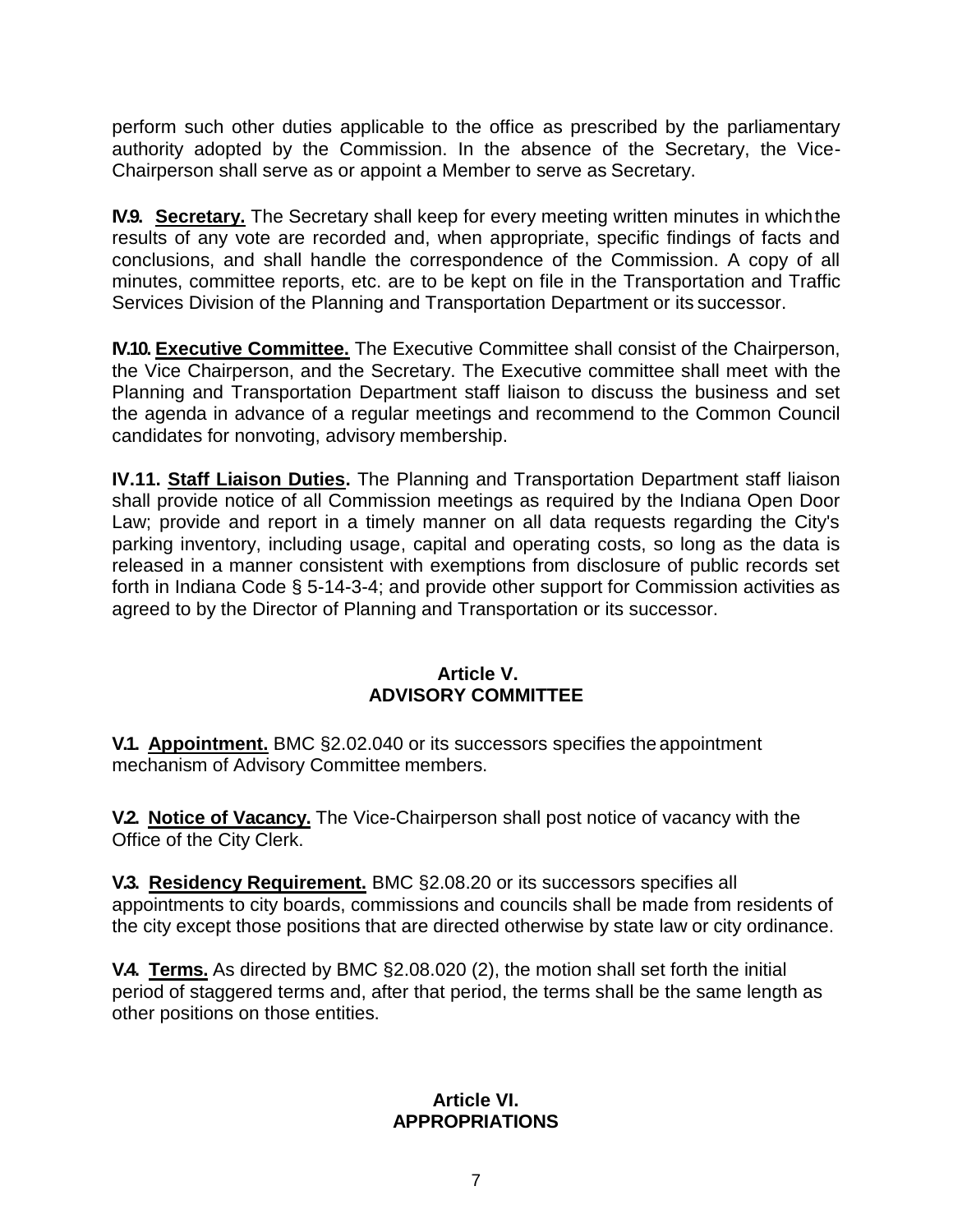perform such other duties applicable to the office as prescribed by the parliamentary authority adopted by the Commission. In the absence of the Secretary, the Vice-Chairperson shall serve as or appoint a Member to serve as Secretary.

**IV.9. Secretary.** The Secretary shall keep for every meeting written minutes in which the results of any vote are recorded and, when appropriate, specific findings of facts and conclusions, and shall handle the correspondence of the Commission. A copy of all minutes, committee reports, etc. are to be kept on file in the Transportation and Traffic Services Division of the Planning and Transportation Department or its successor.

**IV.10. Executive Committee.** The Executive Committee shall consist of the Chairperson, the Vice Chairperson, and the Secretary. The Executive committee shall meet with the Planning and Transportation Department staff liaison to discuss the business and set the agenda in advance of a regular meetings and recommend to the Common Council candidates for nonvoting, advisory membership.

**IV.11. Staff Liaison Duties.** The Planning and Transportation Department staff liaison shall provide notice of all Commission meetings as required by the Indiana Open Door Law; provide and report in a timely manner on all data requests regarding the City's parking inventory, including usage, capital and operating costs, so long as the data is released in a manner consistent with exemptions from disclosure of public records set forth in Indiana Code § 5-14-3-4; and provide other support for Commission activities as agreed to by the Director of Planning and Transportation or its successor.

## Article V.
## ADVISORY COMMITTEE

**V.1. Appointment.** BMC §2.02.040 or its successors specifies the appointment mechanism of Advisory Committee members.

**V.2. Notice of Vacancy.** The Vice-Chairperson shall post notice of vacancy with the Office of the City Clerk.

**V.3. Residency Requirement.** BMC §2.08.20 or its successors specifies all appointments to city boards, commissions and councils shall be made from residents of the city except those positions that are directed otherwise by state law or city ordinance.

**V.4. Terms.** As directed by BMC §2.08.020 (2), the motion shall set forth the initial period of staggered terms and, after that period, the terms shall be the same length as other positions on those entities.

## Article VI.
## APPROPRIATIONS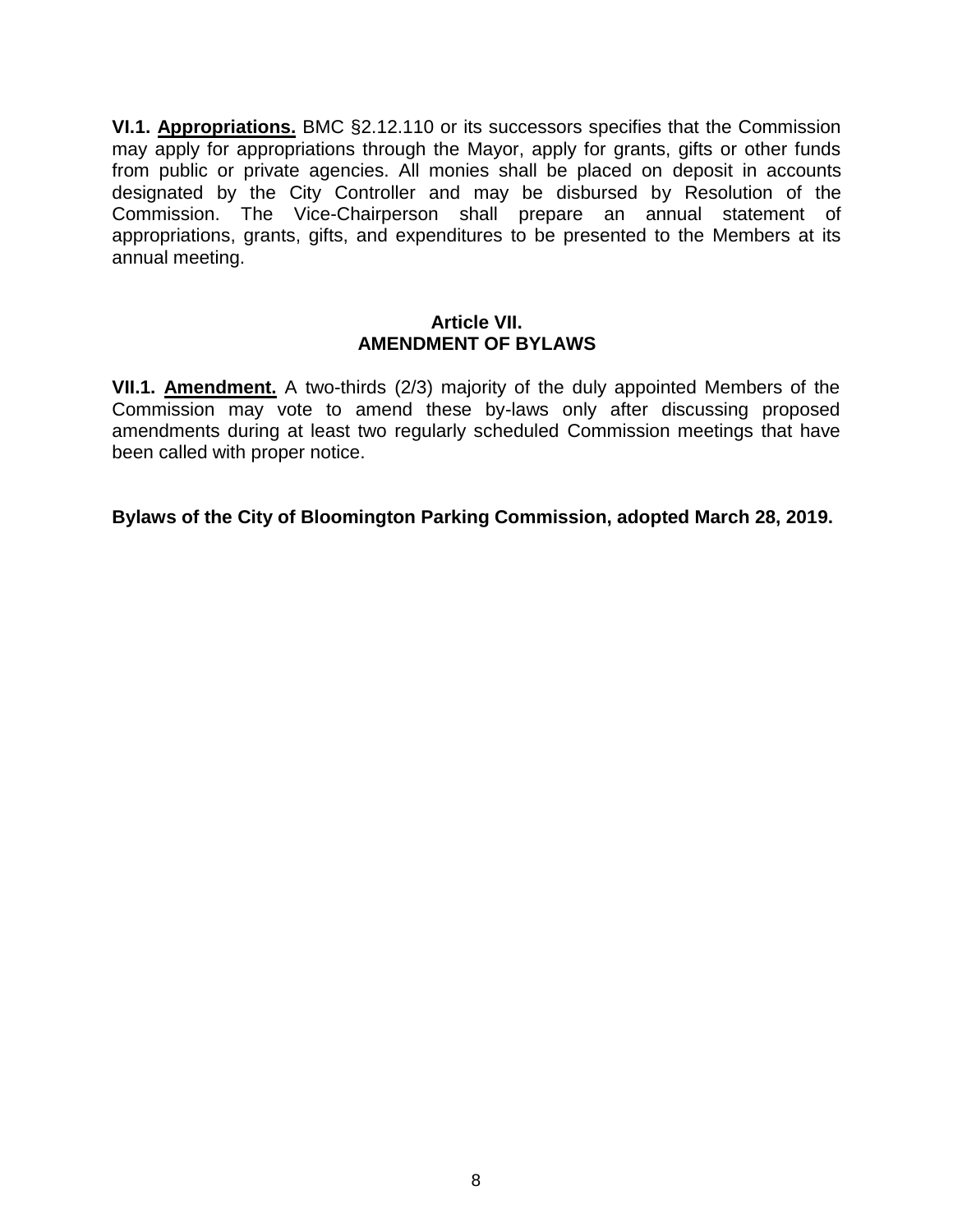**VI.1. Appropriations.** BMC §2.12.110 or its successors specifies that the Commission may apply for appropriations through the Mayor, apply for grants, gifts or other funds from public or private agencies. All monies shall be placed on deposit in accounts designated by the City Controller and may be disbursed by Resolution of the Commission. The Vice-Chairperson shall prepare an annual statement of appropriations, grants, gifts, and expenditures to be presented to the Members at its annual meeting.

## Article VII.
## AMENDMENT OF BYLAWS

**VII.1. Amendment.** A two-thirds (2/3) majority of the duly appointed Members of the Commission may vote to amend these by-laws only after discussing proposed amendments during at least two regularly scheduled Commission meetings that have been called with proper notice.

**Bylaws of the City of Bloomington Parking Commission, adopted March 28, 2019.**